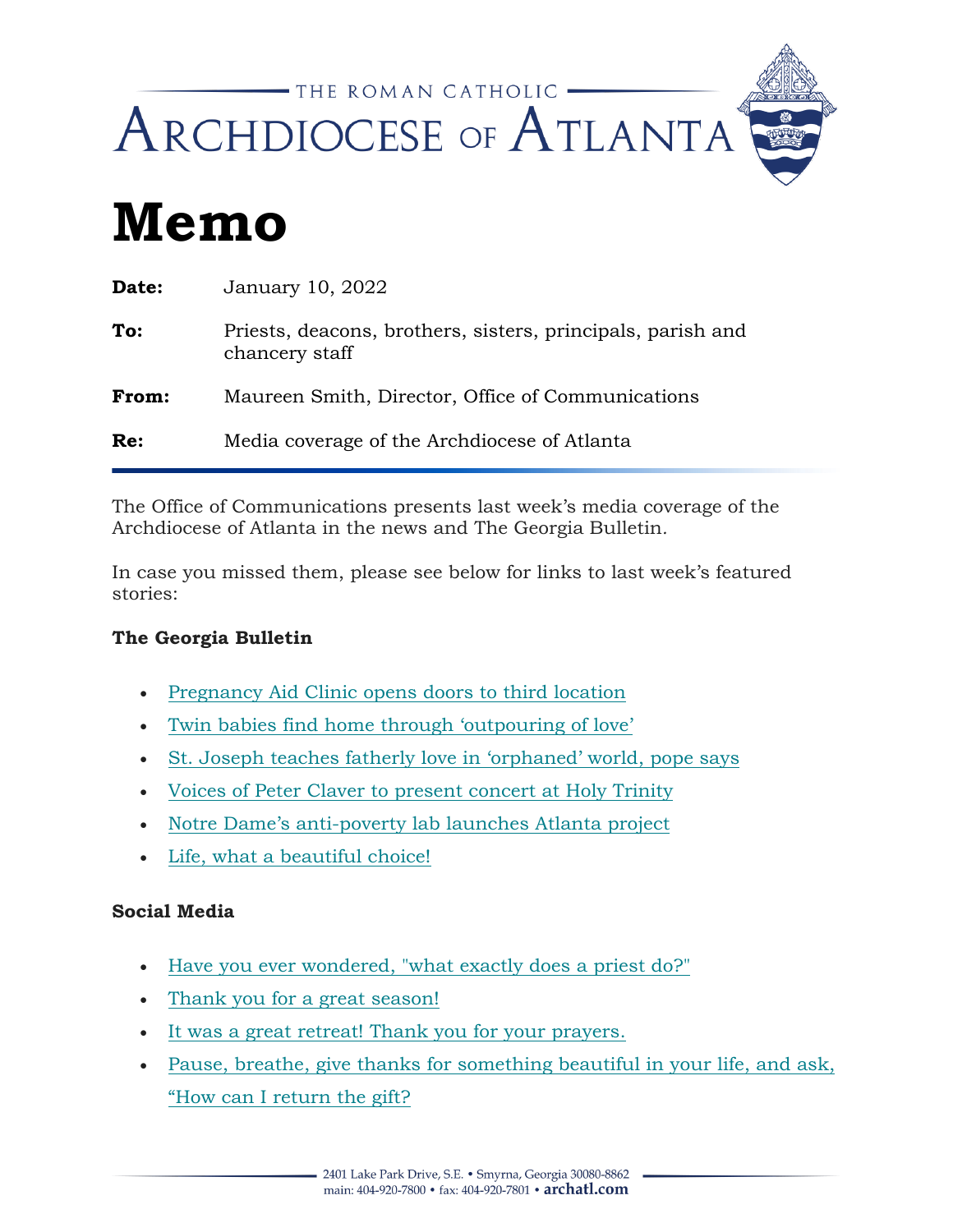THE ROMAN CATHOLIC

ARCHDIOCESE OF ATLANTA

# Memo

**Date:** January 10, 2022

**To:** Priests, deacons, brothers, sisters, principals, parish and chancery staff

**From:** Maureen Smith, Director, Office of Communications

**Re:** Media coverage of the Archdiocese of Atlanta

The Office of Communications presents last week's media coverage of the Archdiocese of Atlanta in the news and The Georgia Bulletin.

In case you missed them, please see below for links to last week's featured stories:

**The Georgia Bulletin**

- Pregnancy Aid Clinic opens doors to third location
- Twin babies find home through 'outpouring of love'
- St. Joseph teaches fatherly love in 'orphaned' world, pope says
- Voices of Peter Claver to present concert at Holy Trinity
- Notre Dame's anti-poverty lab launches Atlanta project
- Life, what a beautiful choice!

**Social Media**

- Have you ever wondered, "what exactly does a priest do?"
- Thank you for a great season!
- It was a great retreat! Thank you for your prayers.
- Pause, breathe, give thanks for something beautiful in your life, and ask, "How can I return the gift?

2401 Lake Park Drive, S.E. • Smyrna, Georgia 30080-8862
main: 404-920-7800 • fax: 404-920-7801 • **archatl.com**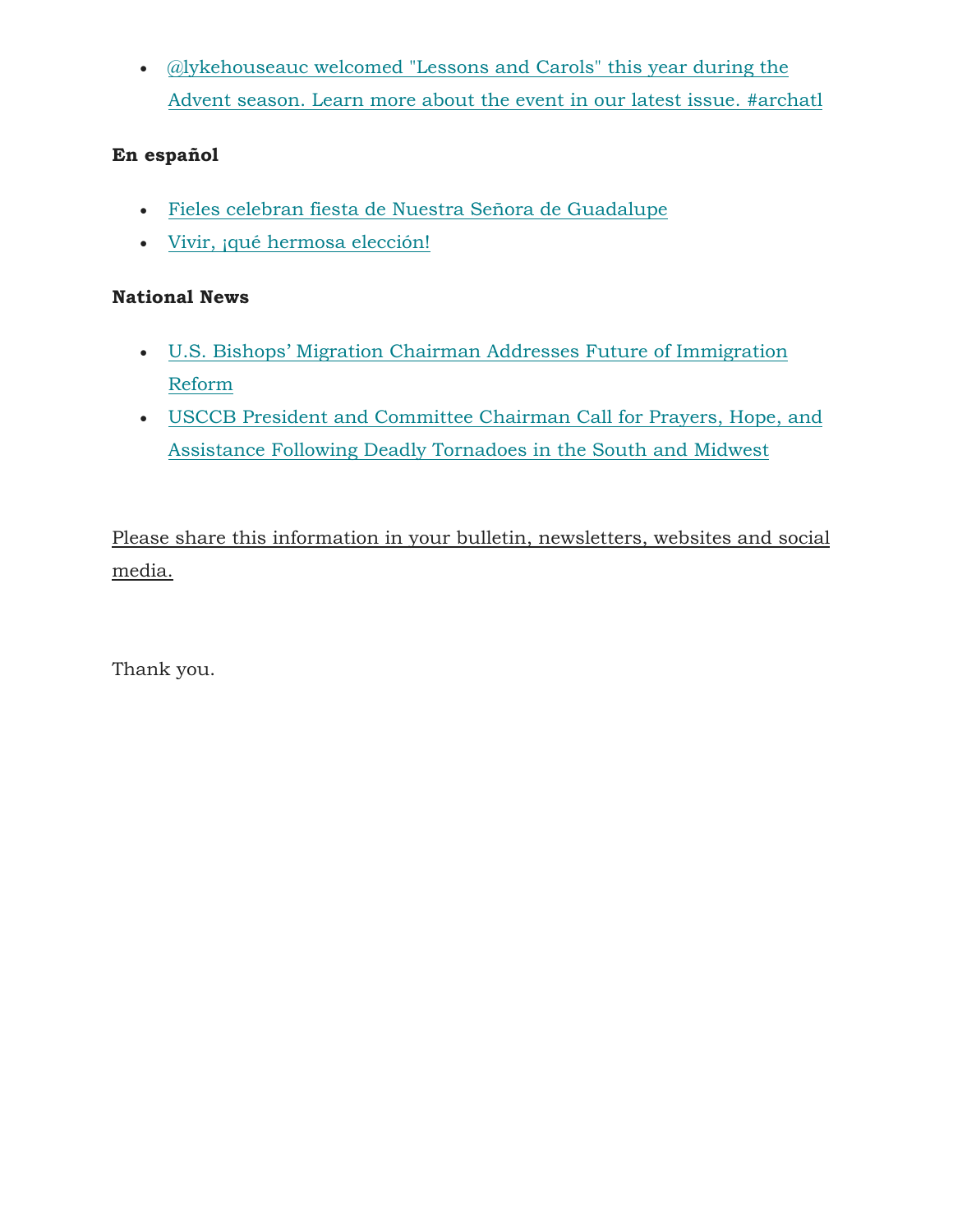- @lykehouseauc welcomed "Lessons and Carols" this year during the Advent season. Learn more about the event in our latest issue. #archatl

**En español**

- Fieles celebran fiesta de Nuestra Señora de Guadalupe
- Vivir, ¡qué hermosa elección!

**National News**

- U.S. Bishops' Migration Chairman Addresses Future of Immigration Reform
- USCCB President and Committee Chairman Call for Prayers, Hope, and Assistance Following Deadly Tornadoes in the South and Midwest

Please share this information in your bulletin, newsletters, websites and social media.

Thank you.